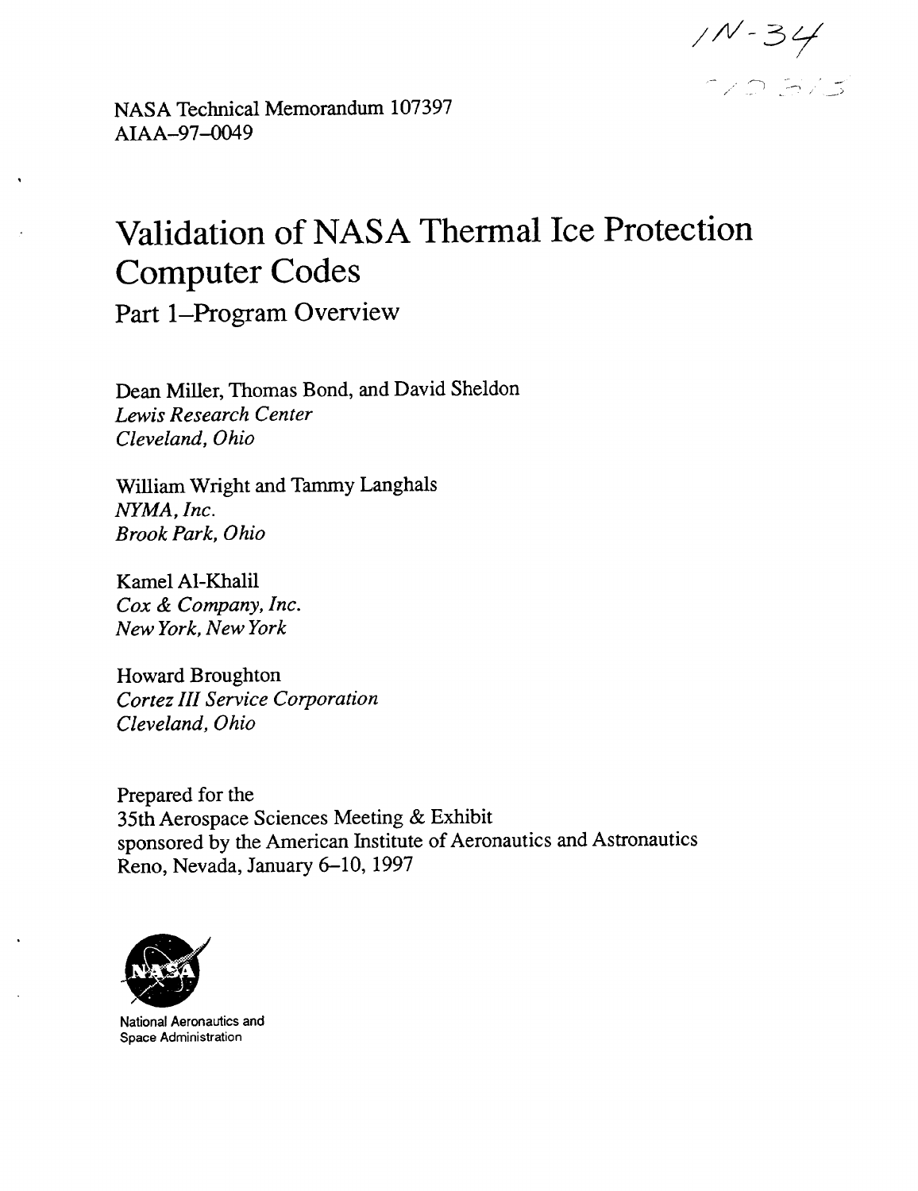IN-34

NASA Technical Memorandum 107397
AIAA–97–0049

# Validation of NASA Thermal Ice Protection Computer Codes

## Part 1–Program Overview

Dean Miller, Thomas Bond, and David Sheldon
*Lewis Research Center*
*Cleveland, Ohio*

William Wright and Tammy Langhals
*NYMA, Inc.*
*Brook Park, Ohio*

Kamel Al-Khalil
*Cox & Company, Inc.*
*New York, New York*

Howard Broughton
*Cortez III Service Corporation*
*Cleveland, Ohio*

Prepared for the
35th Aerospace Sciences Meeting & Exhibit
sponsored by the American Institute of Aeronautics and Astronautics
Reno, Nevada, January 6–10, 1997

National Aeronautics and
Space Administration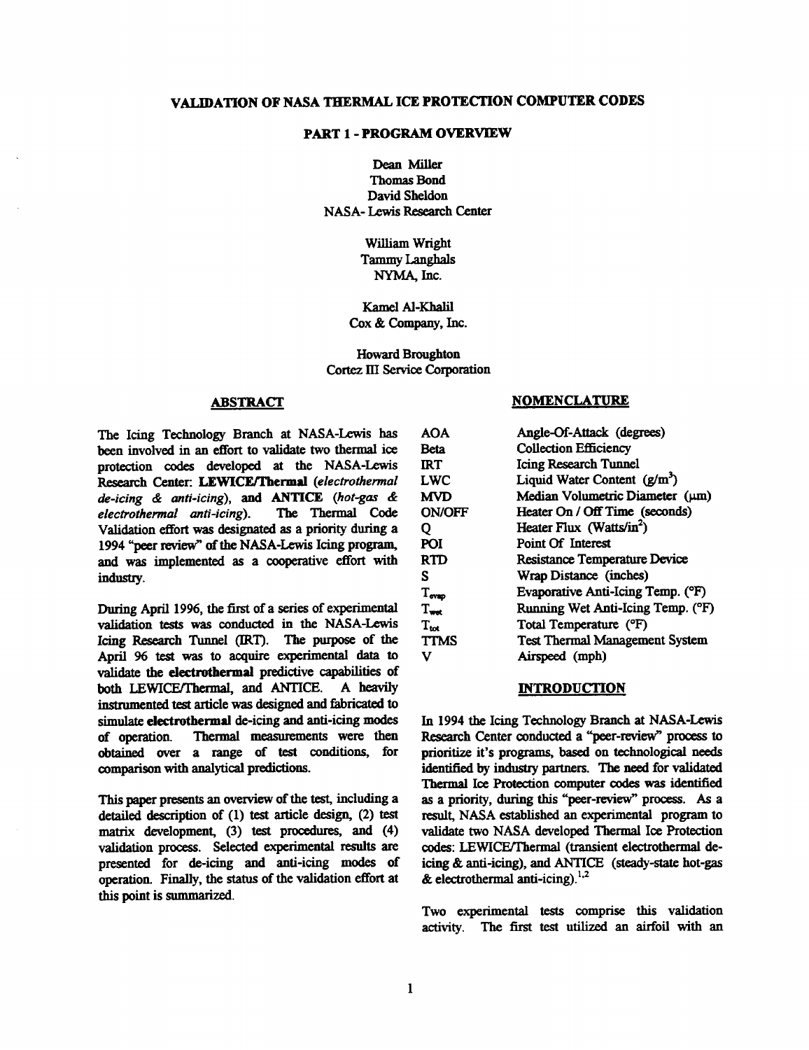# VALIDATION OF NASA THERMAL ICE PROTECTION COMPUTER CODES

## PART 1 - PROGRAM OVERVIEW

Dean Miller
Thomas Bond
David Sheldon
NASA- Lewis Research Center

William Wright
Tammy Langhals
NYMA, Inc.

Kamel Al-Khalil
Cox & Company, Inc.

Howard Broughton
Cortez III Service Corporation

## ABSTRACT

The Icing Technology Branch at NASA-Lewis has been involved in an effort to validate two thermal ice protection codes developed at the NASA-Lewis Research Center: **LEWICE/Thermal** *(electrothermal de-icing & anti-icing)*, and **ANTICE** *(hot-gas & electrothermal anti-icing)*. The Thermal Code Validation effort was designated as a priority during a 1994 "peer review" of the NASA-Lewis Icing program, and was implemented as a cooperative effort with industry.

During April 1996, the first of a series of experimental validation tests was conducted in the NASA-Lewis Icing Research Tunnel (IRT). The purpose of the April 96 test was to acquire experimental data to validate the **electrothermal** predictive capabilities of both LEWICE/Thermal, and ANTICE. A heavily instrumented test article was designed and fabricated to simulate **electrothermal** de-icing and anti-icing modes of operation. Thermal measurements were then obtained over a range of test conditions, for comparison with analytical predictions.

This paper presents an overview of the test, including a detailed description of (1) test article design, (2) test matrix development, (3) test procedures, and (4) validation process. Selected experimental results are presented for de-icing and anti-icing modes of operation. Finally, the status of the validation effort at this point is summarized.

## NOMENCLATURE

| | |
|---|---|
| AOA | Angle-Of-Attack (degrees) |
| Beta | Collection Efficiency |
| IRT | Icing Research Tunnel |
| LWC | Liquid Water Content ($g/m^3$) |
| MVD | Median Volumetric Diameter ($\mu m$) |
| ON/OFF | Heater On / Off Time (seconds) |
| Q | Heater Flux ($Watts/in^2$) |
| POI | Point Of Interest |
| RTD | Resistance Temperature Device |
| S | Wrap Distance (inches) |
| $T_{evap}$ | Evaporative Anti-Icing Temp. (°F) |
| $T_{wet}$ | Running Wet Anti-Icing Temp. (°F) |
| $T_{tot}$ | Total Temperature (°F) |
| TTMS | Test Thermal Management System |
| V | Airspeed (mph) |

## INTRODUCTION

In 1994 the Icing Technology Branch at NASA-Lewis Research Center conducted a "peer-review" process to prioritize it's programs, based on technological needs identified by industry partners. The need for validated Thermal Ice Protection computer codes was identified as a priority, during this "peer-review" process. As a result, NASA established an experimental program to validate two NASA developed Thermal Ice Protection codes: LEWICE/Thermal (transient electrothermal de-icing & anti-icing), and ANTICE (steady-state hot-gas & electrothermal anti-icing).[1,2]

Two experimental tests comprise this validation activity. The first test utilized an airfoil with an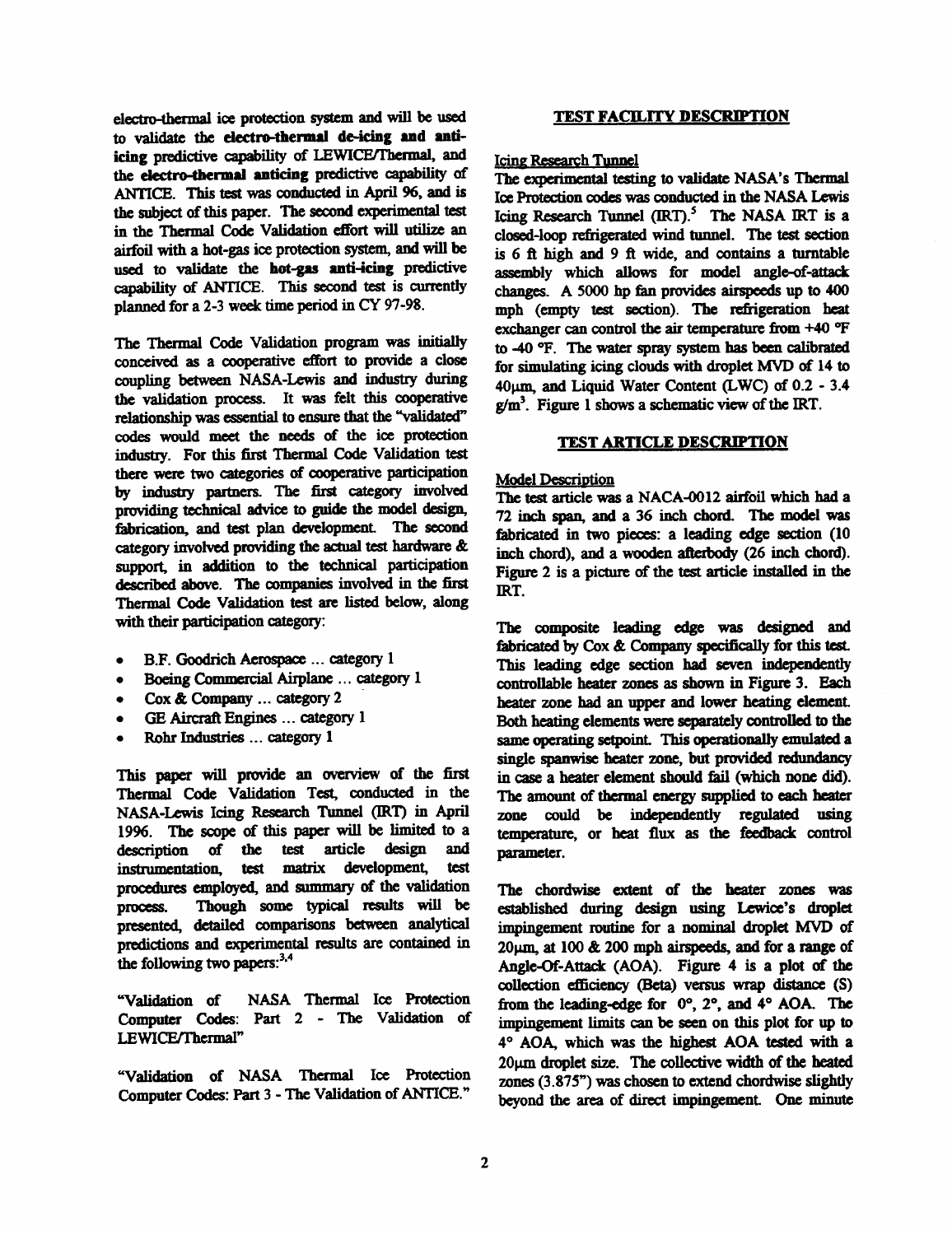electro-thermal ice protection system and will be used to validate the **electro-thermal de-icing and anti-icing** predictive capability of LEWICE/Thermal, and the **electro-thermal anticing** predictive capability of ANTICE. This test was conducted in April 96, and is the subject of this paper. The second experimental test in the Thermal Code Validation effort will utilize an airfoil with a hot-gas ice protection system, and will be used to validate the **hot-gas anti-icing** predictive capability of ANTICE. This second test is currently planned for a 2-3 week time period in CY 97-98.

The Thermal Code Validation program was initially conceived as a cooperative effort to provide a close coupling between NASA-Lewis and industry during the validation process. It was felt this cooperative relationship was essential to ensure that the "validated" codes would meet the needs of the ice protection industry. For this first Thermal Code Validation test there were two categories of cooperative participation by industry partners. The first category involved providing technical advice to guide the model design, fabrication, and test plan development. The second category involved providing the actual test hardware & support, in addition to the technical participation described above. The companies involved in the first Thermal Code Validation test are listed below, along with their participation category:

- B.F. Goodrich Aerospace ... category 1
- Boeing Commercial Airplane ... category 1
- Cox & Company ... category 2
- GE Aircraft Engines ... category 1
- Rohr Industries ... category 1

This paper will provide an overview of the first Thermal Code Validation Test, conducted in the NASA-Lewis Icing Research Tunnel (IRT) in April 1996. The scope of this paper will be limited to a description of the test article design and instrumentation, test matrix development, test procedures employed, and summary of the validation process. Though some typical results will be presented, detailed comparisons between analytical predictions and experimental results are contained in the following two papers:[3,4]

"Validation of NASA Thermal Ice Protection Computer Codes: Part 2 - The Validation of LEWICE/Thermal"

"Validation of NASA Thermal Ice Protection Computer Codes: Part 3 - The Validation of ANTICE."

## TEST FACILITY DESCRIPTION

### Icing Research Tunnel

The experimental testing to validate NASA's Thermal Ice Protection codes was conducted in the NASA Lewis Icing Research Tunnel (IRT).[5] The NASA IRT is a closed-loop refrigerated wind tunnel. The test section is 6 ft high and 9 ft wide, and contains a turntable assembly which allows for model angle-of-attack changes. A 5000 hp fan provides airspeeds up to 400 mph (empty test section). The refrigeration heat exchanger can control the air temperature from +40 °F to -40 °F. The water spray system has been calibrated for simulating icing clouds with droplet MVD of 14 to 40μm, and Liquid Water Content (LWC) of 0.2 - 3.4 $g/m^3$. Figure 1 shows a schematic view of the IRT.

## TEST ARTICLE DESCRIPTION

### Model Description

The test article was a NACA-0012 airfoil which had a 72 inch span, and a 36 inch chord. The model was fabricated in two pieces: a leading edge section (10 inch chord), and a wooden afterbody (26 inch chord). Figure 2 is a picture of the test article installed in the IRT.

The composite leading edge was designed and fabricated by Cox & Company specifically for this test. This leading edge section had seven independently controllable heater zones as shown in Figure 3. Each heater zone had an upper and lower heating element. Both heating elements were separately controlled to the same operating setpoint. This operationally emulated a single spanwise heater zone, but provided redundancy in case a heater element should fail (which none did). The amount of thermal energy supplied to each heater zone could be independently regulated using temperature, or heat flux as the feedback control parameter.

The chordwise extent of the heater zones was established during design using Lewice's droplet impingement routine for a nominal droplet MVD of 20μm, at 100 & 200 mph airspeeds, and for a range of Angle-Of-Attack (AOA). Figure 4 is a plot of the collection efficiency (Beta) versus wrap distance (S) from the leading-edge for 0°, 2°, and 4° AOA. The impingement limits can be seen on this plot for up to 4° AOA, which was the highest AOA tested with a 20μm droplet size. The collective width of the heated zones (3.875") was chosen to extend chordwise slightly beyond the area of direct impingement. One minute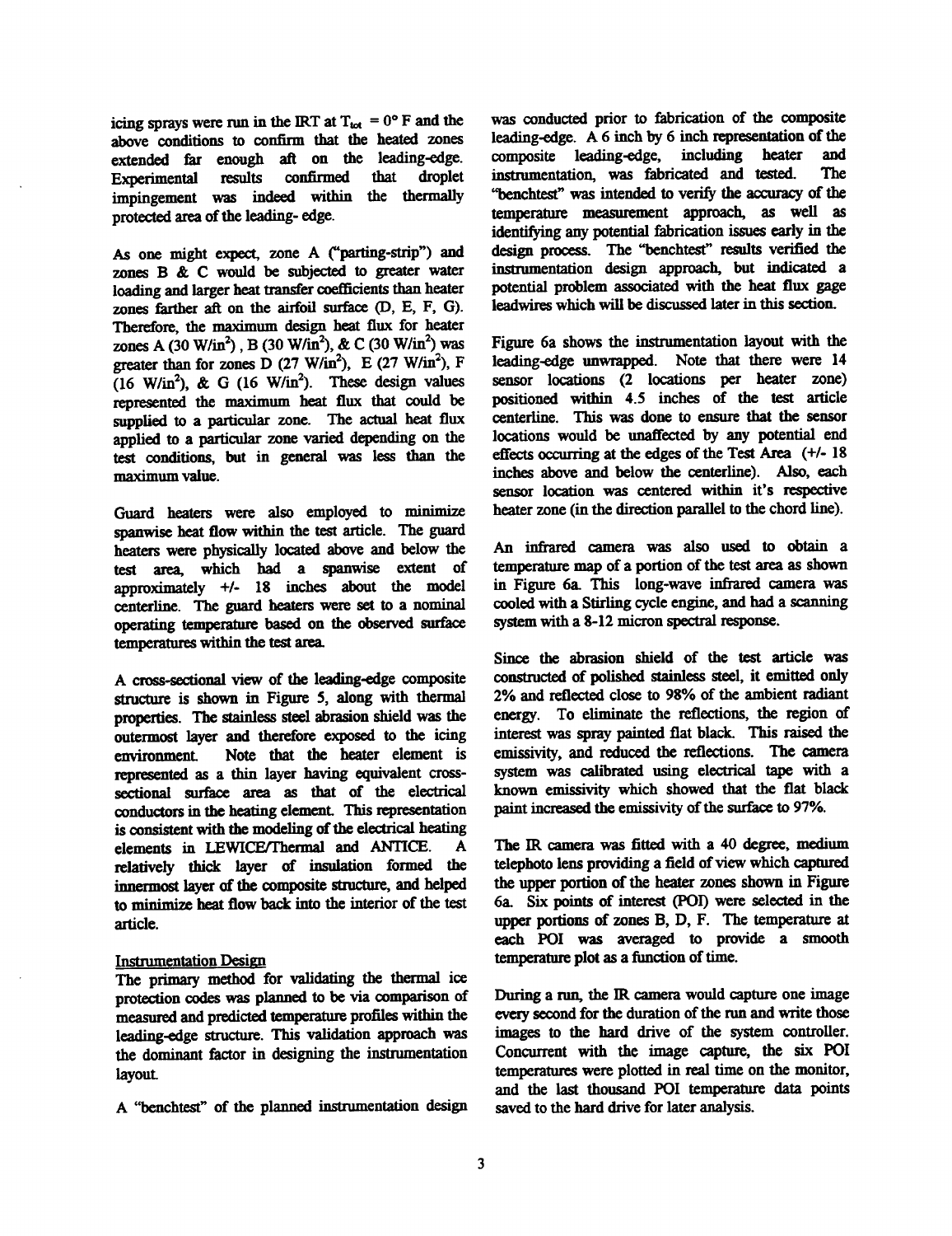icing sprays were run in the IRT at $T_{tot} = 0°$ F and the above conditions to confirm that the heated zones extended far enough aft on the leading-edge. Experimental results confirmed that droplet impingement was indeed within the thermally protected area of the leading-edge.

As one might expect, zone A ("parting-strip") and zones B & C would be subjected to greater water loading and larger heat transfer coefficients than heater zones farther aft on the airfoil surface (D, E, F, G). Therefore, the maximum design heat flux for heater zones A (30 W/in$^2$), B (30 W/in$^2$), & C (30 W/in$^2$) was greater than for zones D (27 W/in$^2$), E (27 W/in$^2$), F (16 W/in$^2$), & G (16 W/in$^2$). These design values represented the maximum heat flux that could be supplied to a particular zone. The actual heat flux applied to a particular zone varied depending on the test conditions, but in general was less than the maximum value.

Guard heaters were also employed to minimize spanwise heat flow within the test article. The guard heaters were physically located above and below the test area, which had a spanwise extent of approximately +/- 18 inches about the model centerline. The guard heaters were set to a nominal operating temperature based on the observed surface temperatures within the test area.

A cross-sectional view of the leading-edge composite structure is shown in Figure 5, along with thermal properties. The stainless steel abrasion shield was the outermost layer and therefore exposed to the icing environment. Note that the heater element is represented as a thin layer having equivalent cross-sectional surface area as that of the electrical conductors in the heating element. This representation is consistent with the modeling of the electrical heating elements in LEWICE/Thermal and ANTICE. A relatively thick layer of insulation formed the innermost layer of the composite structure, and helped to minimize heat flow back into the interior of the test article.

## Instrumentation Design

The primary method for validating the thermal ice protection codes was planned to be via comparison of measured and predicted temperature profiles within the leading-edge structure. This validation approach was the dominant factor in designing the instrumentation layout.

A "benchtest" of the planned instrumentation design was conducted prior to fabrication of the composite leading-edge. A 6 inch by 6 inch representation of the composite leading-edge, including heater and instrumentation, was fabricated and tested. The "benchtest" was intended to verify the accuracy of the temperature measurement approach, as well as identifying any potential fabrication issues early in the design process. The "benchtest" results verified the instrumentation design approach, but indicated a potential problem associated with the heat flux gage leadwires which will be discussed later in this section.

Figure 6a shows the instrumentation layout with the leading-edge unwrapped. Note that there were 14 sensor locations (2 locations per heater zone) positioned within 4.5 inches of the test article centerline. This was done to ensure that the sensor locations would be unaffected by any potential end effects occurring at the edges of the Test Area (+/- 18 inches above and below the centerline). Also, each sensor location was centered within it's respective heater zone (in the direction parallel to the chord line).

An infrared camera was also used to obtain a temperature map of a portion of the test area as shown in Figure 6a. This long-wave infrared camera was cooled with a Stirling cycle engine, and had a scanning system with a 8-12 micron spectral response.

Since the abrasion shield of the test article was constructed of polished stainless steel, it emitted only 2% and reflected close to 98% of the ambient radiant energy. To eliminate the reflections, the region of interest was spray painted flat black. This raised the emissivity, and reduced the reflections. The camera system was calibrated using electrical tape with a known emissivity which showed that the flat black paint increased the emissivity of the surface to 97%.

The IR camera was fitted with a 40 degree, medium telephoto lens providing a field of view which captured the upper portion of the heater zones shown in Figure 6a. Six points of interest (POI) were selected in the upper portions of zones B, D, F. The temperature at each POI was averaged to provide a smooth temperature plot as a function of time.

During a run, the IR camera would capture one image every second for the duration of the run and write those images to the hard drive of the system controller. Concurrent with the image capture, the six POI temperatures were plotted in real time on the monitor, and the last thousand POI temperature data points saved to the hard drive for later analysis.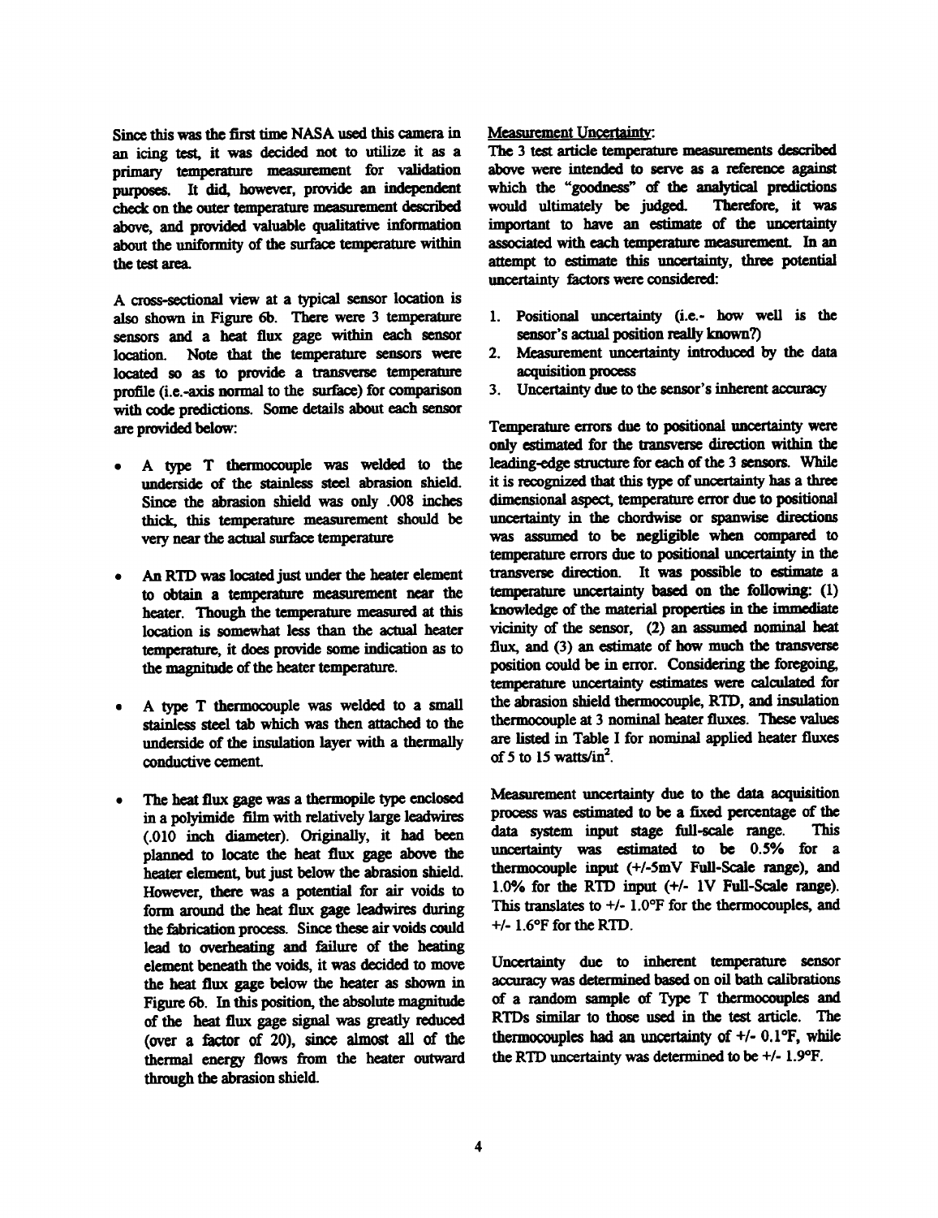Since this was the first time NASA used this camera in an icing test, it was decided not to utilize it as a primary temperature measurement for validation purposes. It did, however, provide an independent check on the outer temperature measurement described above, and provided valuable qualitative information about the uniformity of the surface temperature within the test area.

A cross-sectional view at a typical sensor location is also shown in Figure 6b. There were 3 temperature sensors and a heat flux gage within each sensor location. Note that the temperature sensors were located so as to provide a transverse temperature profile (i.e.-axis normal to the surface) for comparison with code predictions. Some details about each sensor are provided below:

- A type T thermocouple was welded to the underside of the stainless steel abrasion shield. Since the abrasion shield was only .008 inches thick, this temperature measurement should be very near the actual surface temperature
- An RTD was located just under the heater element to obtain a temperature measurement near the heater. Though the temperature measured at this location is somewhat less than the actual heater temperature, it does provide some indication as to the magnitude of the heater temperature.
- A type T thermocouple was welded to a small stainless steel tab which was then attached to the underside of the insulation layer with a thermally conductive cement.
- The heat flux gage was a thermopile type enclosed in a polyimide film with relatively large leadwires (.010 inch diameter). Originally, it had been planned to locate the heat flux gage above the heater element, but just below the abrasion shield. However, there was a potential for air voids to form around the heat flux gage leadwires during the fabrication process. Since these air voids could lead to overheating and failure of the heating element beneath the voids, it was decided to move the heat flux gage below the heater as shown in Figure 6b. In this position, the absolute magnitude of the heat flux gage signal was greatly reduced (over a factor of 20), since almost all of the thermal energy flows from the heater outward through the abrasion shield.

<u>Measurement Uncertainty</u>:

The 3 test article temperature measurements described above were intended to serve as a reference against which the "goodness" of the analytical predictions would ultimately be judged. Therefore, it was important to have an estimate of the uncertainty associated with each temperature measurement. In an attempt to estimate this uncertainty, three potential uncertainty factors were considered:

1. Positional uncertainty (i.e.- how well is the sensor's actual position really known?)
2. Measurement uncertainty introduced by the data acquisition process
3. Uncertainty due to the sensor's inherent accuracy

Temperature errors due to positional uncertainty were only estimated for the transverse direction within the leading-edge structure for each of the 3 sensors. While it is recognized that this type of uncertainty has a three dimensional aspect, temperature error due to positional uncertainty in the chordwise or spanwise directions was assumed to be negligible when compared to temperature errors due to positional uncertainty in the transverse direction. It was possible to estimate a temperature uncertainty based on the following: (1) knowledge of the material properties in the immediate vicinity of the sensor, (2) an assumed nominal heat flux, and (3) an estimate of how much the transverse position could be in error. Considering the foregoing, temperature uncertainty estimates were calculated for the abrasion shield thermocouple, RTD, and insulation thermocouple at 3 nominal heater fluxes. These values are listed in Table I for nominal applied heater fluxes of 5 to 15 watts/in$^2$.

Measurement uncertainty due to the data acquisition process was estimated to be a fixed percentage of the data system input stage full-scale range. This uncertainty was estimated to be 0.5% for a thermocouple input (+/-5mV Full-Scale range), and 1.0% for the RTD input (+/- 1V Full-Scale range). This translates to +/- 1.0°F for the thermocouples, and +/- 1.6°F for the RTD.

Uncertainty due to inherent temperature sensor accuracy was determined based on oil bath calibrations of a random sample of Type T thermocouples and RTDs similar to those used in the test article. The thermocouples had an uncertainty of +/- 0.1°F, while the RTD uncertainty was determined to be +/- 1.9°F.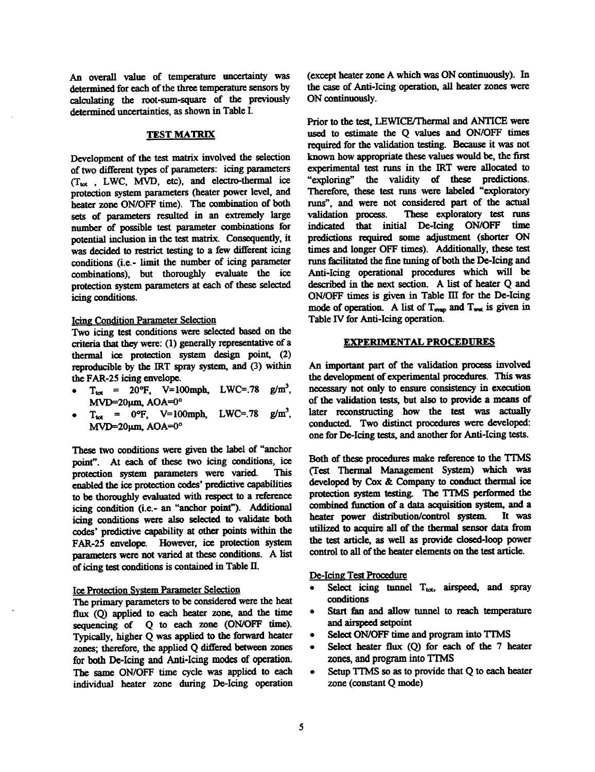An overall value of temperature uncertainty was determined for each of the three temperature sensors by calculating the root-sum-square of the previously determined uncertainties, as shown in Table I.

## TEST MATRIX

Development of the test matrix involved the selection of two different types of parameters: icing parameters ($T_{tot}$ , LWC, MVD, etc), and electro-thermal ice protection system parameters (heater power level, and heater zone ON/OFF time). The combination of both sets of parameters resulted in an extremely large number of possible test parameter combinations for potential inclusion in the test matrix. Consequently, it was decided to restrict testing to a few different icing conditions (i.e.- limit the number of icing parameter combinations), but thoroughly evaluate the ice protection system parameters at each of these selected icing conditions.

### Icing Condition Parameter Selection

Two icing test conditions were selected based on the criteria that they were: (1) generally representative of a thermal ice protection system design point, (2) reproducible by the IRT spray system, and (3) within the FAR-25 icing envelope.

- $T_{tot}$ = 20°F, V=100mph, LWC=.78 g/m$^3$, MVD=20μm, AOA=0°
- $T_{tot}$ = 0°F, V=100mph, LWC=.78 g/m$^3$, MVD=20μm, AOA=0°

These two conditions were given the label of "anchor point". At each of these two icing conditions, ice protection system parameters were varied. This enabled the ice protection codes' predictive capabilities to be thoroughly evaluated with respect to a reference icing condition (i.e.- an "anchor point"). Additional icing conditions were also selected to validate both codes' predictive capability at other points within the FAR-25 envelope. However, ice protection system parameters were not varied at these conditions. A list of icing test conditions is contained in Table II.

### Ice Protection System Parameter Selection

The primary parameters to be considered were the heat flux (Q) applied to each heater zone, and the time sequencing of Q to each zone (ON/OFF time). Typically, higher Q was applied to the forward heater zones; therefore, the applied Q differed between zones for both De-Icing and Anti-Icing modes of operation. The same ON/OFF time cycle was applied to each individual heater zone during De-Icing operation (except heater zone A which was ON continuously). In the case of Anti-Icing operation, all heater zones were ON continuously.

Prior to the test, LEWICE/Thermal and ANTICE were used to estimate the Q values and ON/OFF times required for the validation testing. Because it was not known how appropriate these values would be, the first experimental test runs in the IRT were allocated to "exploring" the validity of these predictions. Therefore, these test runs were labeled "exploratory runs", and were not considered part of the actual validation process. These exploratory test runs indicated that initial De-Icing ON/OFF time predictions required some adjustment (shorter ON times and longer OFF times). Additionally, these test runs facilitated the fine tuning of both the De-Icing and Anti-Icing operational procedures which will be described in the next section. A list of heater Q and ON/OFF times is given in Table III for the De-Icing mode of operation. A list of $T_{evap}$ and $T_{wet}$ is given in Table IV for Anti-Icing operation.

## EXPERIMENTAL PROCEDURES

An important part of the validation process involved the development of experimental procedures. This was necessary not only to ensure consistency in execution of the validation tests, but also to provide a means of later reconstructing how the test was actually conducted. Two distinct procedures were developed: one for De-Icing tests, and another for Anti-Icing tests.

Both of these procedures make reference to the TTMS (Test Thermal Management System) which was developed by Cox & Company to conduct thermal ice protection system testing. The TTMS performed the combined function of a data acquisition system, and a heater power distribution/control system. It was utilized to acquire all of the thermal sensor data from the test article, as well as provide closed-loop power control to all of the heater elements on the test article.

### De-Icing Test Procedure

- Select icing tunnel $T_{tot}$, airspeed, and spray conditions
- Start fan and allow tunnel to reach temperature and airspeed setpoint
- Select ON/OFF time and program into TTMS
- Select heater flux (Q) for each of the 7 heater zones, and program into TTMS
- Setup TTMS so as to provide that Q to each heater zone (constant Q mode)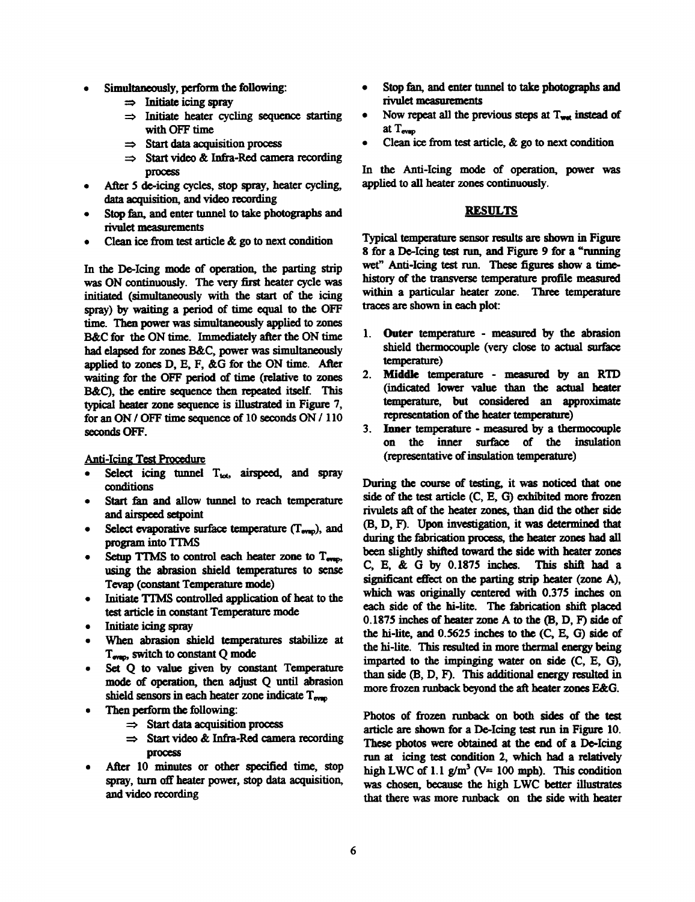- Simultaneously, perform the following:
  - ⇒ Initiate icing spray
  - ⇒ Initiate heater cycling sequence starting with OFF time
  - ⇒ Start data acquisition process
  - ⇒ Start video & Infra-Red camera recording process
- After 5 de-icing cycles, stop spray, heater cycling, data acquisition, and video recording
- Stop fan, and enter tunnel to take photographs and rivulet measurements
- Clean ice from test article & go to next condition

In the De-Icing mode of operation, the parting strip was ON continuously. The very first heater cycle was initiated (simultaneously with the start of the icing spray) by waiting a period of time equal to the OFF time. Then power was simultaneously applied to zones B&C for the ON time. Immediately after the ON time had elapsed for zones B&C, power was simultaneously applied to zones D, E, F, &G for the ON time. After waiting for the OFF period of time (relative to zones B&C), the entire sequence then repeated itself. This typical heater zone sequence is illustrated in Figure 7, for an ON / OFF time sequence of 10 seconds ON / 110 seconds OFF.

Anti-Icing Test Procedure

- Select icing tunnel $T_{tot}$, airspeed, and spray conditions
- Start fan and allow tunnel to reach temperature and airspeed setpoint
- Select evaporative surface temperature ($T_{evap}$), and program into TTMS
- Setup TTMS to control each heater zone to $T_{evap}$, using the abrasion shield temperatures to sense Tevap (constant Temperature mode)
- Initiate TTMS controlled application of heat to the test article in constant Temperature mode
- Initiate icing spray
- When abrasion shield temperatures stabilize at $T_{evap}$, switch to constant Q mode
- Set Q to value given by constant Temperature mode of operation, then adjust Q until abrasion shield sensors in each heater zone indicate $T_{evap}$
- Then perform the following:
  - ⇒ Start data acquisition process
  - ⇒ Start video & Infra-Red camera recording process
- After 10 minutes or other specified time, stop spray, turn off heater power, stop data acquisition, and video recording
- Stop fan, and enter tunnel to take photographs and rivulet measurements
- Now repeat all the previous steps at $T_{wet}$ instead of at $T_{evap}$
- Clean ice from test article, & go to next condition

In the Anti-Icing mode of operation, power was applied to all heater zones continuously.

## RESULTS

Typical temperature sensor results are shown in Figure 8 for a De-Icing test run, and Figure 9 for a "running wet" Anti-Icing test run. These figures show a time-history of the transverse temperature profile measured within a particular heater zone. Three temperature traces are shown in each plot:

1. **Outer** temperature - measured by the abrasion shield thermocouple (very close to actual surface temperature)
2. **Middle** temperature - measured by an RTD (indicated lower value than the actual heater temperature, but considered an approximate representation of the heater temperature)
3. **Inner** temperature - measured by a thermocouple on the inner surface of the insulation (representative of insulation temperature)

During the course of testing, it was noticed that one side of the test article (C, E, G) exhibited more frozen rivulets aft of the heater zones, than did the other side (B, D, F). Upon investigation, it was determined that during the fabrication process, the heater zones had all been slightly shifted toward the side with heater zones C, E, & G by 0.1875 inches. This shift had a significant effect on the parting strip heater (zone A), which was originally centered with 0.375 inches on each side of the hi-lite. The fabrication shift placed 0.1875 inches of heater zone A to the (B, D, F) side of the hi-lite, and 0.5625 inches to the (C, E, G) side of the hi-lite. This resulted in more thermal energy being imparted to the impinging water on side (C, E, G), than side (B, D, F). This additional energy resulted in more frozen runback beyond the aft heater zones E&G.

Photos of frozen runback on both sides of the test article are shown for a De-Icing test run in Figure 10. These photos were obtained at the end of a De-Icing run at icing test condition 2, which had a relatively high LWC of 1.1 g/m$^3$ (V= 100 mph). This condition was chosen, because the high LWC better illustrates that there was more runback on the side with heater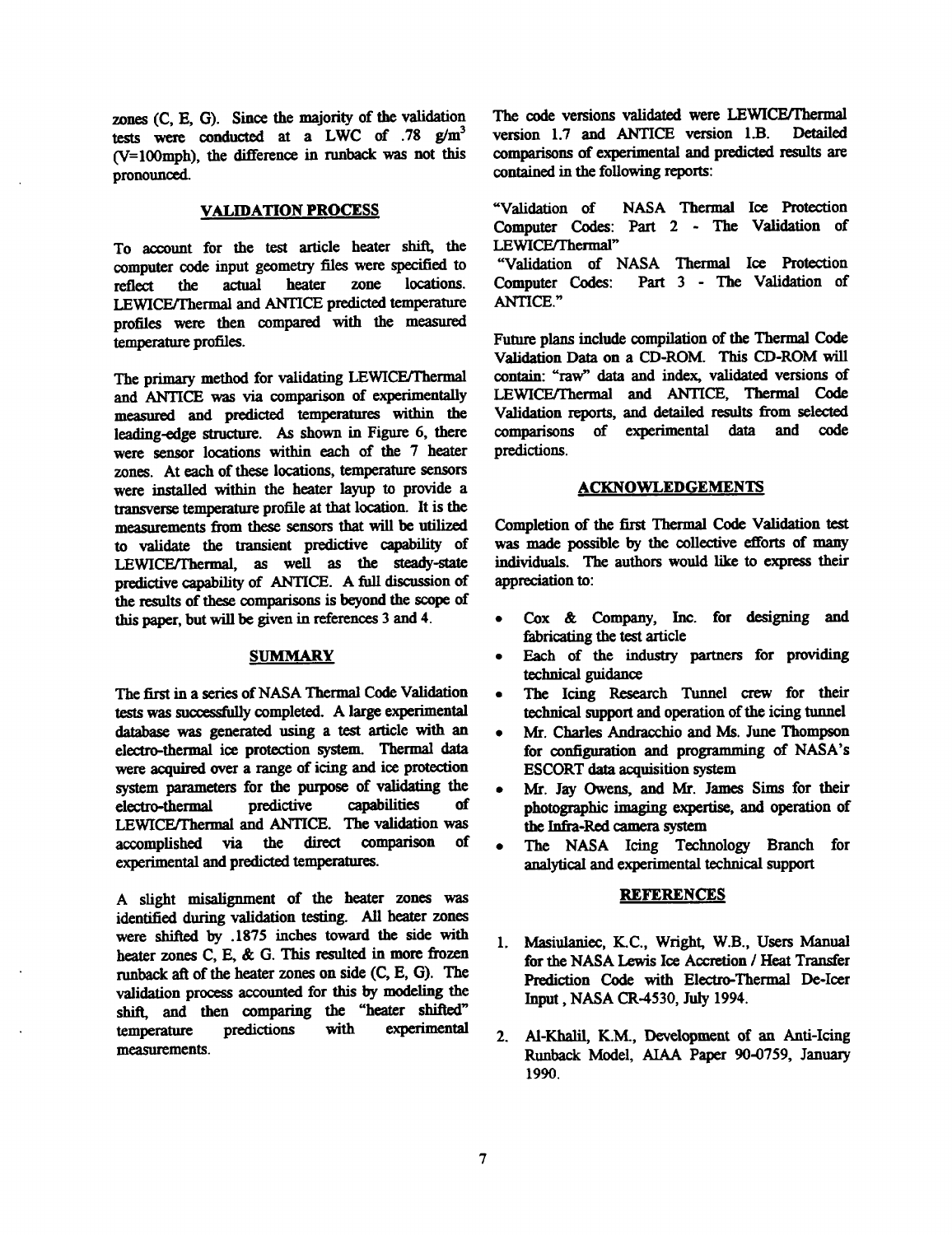zones (C, E, G). Since the majority of the validation tests were conducted at a LWC of .78 $g/m^3$ (V=100mph), the difference in runback was not this pronounced.

## VALIDATION PROCESS

To account for the test article heater shift, the computer code input geometry files were specified to reflect the actual heater zone locations. LEWICE/Thermal and ANTICE predicted temperature profiles were then compared with the measured temperature profiles.

The primary method for validating LEWICE/Thermal and ANTICE was via comparison of experimentally measured and predicted temperatures within the leading-edge structure. As shown in Figure 6, there were sensor locations within each of the 7 heater zones. At each of these locations, temperature sensors were installed within the heater layup to provide a transverse temperature profile at that location. It is the measurements from these sensors that will be utilized to validate the transient predictive capability of LEWICE/Thermal, as well as the steady-state predictive capability of ANTICE. A full discussion of the results of these comparisons is beyond the scope of this paper, but will be given in references 3 and 4.

## SUMMARY

The first in a series of NASA Thermal Code Validation tests was successfully completed. A large experimental database was generated using a test article with an electro-thermal ice protection system. Thermal data were acquired over a range of icing and ice protection system parameters for the purpose of validating the electro-thermal predictive capabilities of LEWICE/Thermal and ANTICE. The validation was accomplished via the direct comparison of experimental and predicted temperatures.

A slight misalignment of the heater zones was identified during validation testing. All heater zones were shifted by .1875 inches toward the side with heater zones C, E, & G. This resulted in more frozen runback aft of the heater zones on side (C, E, G). The validation process accounted for this by modeling the shift, and then comparing the "heater shifted" temperature predictions with experimental measurements.

The code versions validated were LEWICE/Thermal version 1.7 and ANTICE version 1.B. Detailed comparisons of experimental and predicted results are contained in the following reports:

"Validation of NASA Thermal Ice Protection Computer Codes: Part 2 - The Validation of LEWICE/Thermal"
"Validation of NASA Thermal Ice Protection Computer Codes: Part 3 - The Validation of ANTICE."

Future plans include compilation of the Thermal Code Validation Data on a CD-ROM. This CD-ROM will contain: "raw" data and index, validated versions of LEWICE/Thermal and ANTICE, Thermal Code Validation reports, and detailed results from selected comparisons of experimental data and code predictions.

## ACKNOWLEDGEMENTS

Completion of the first Thermal Code Validation test was made possible by the collective efforts of many individuals. The authors would like to express their appreciation to:

- Cox & Company, Inc. for designing and fabricating the test article
- Each of the industry partners for providing technical guidance
- The Icing Research Tunnel crew for their technical support and operation of the icing tunnel
- Mr. Charles Andracchio and Ms. June Thompson for configuration and programming of NASA's ESCORT data acquisition system
- Mr. Jay Owens, and Mr. James Sims for their photographic imaging expertise, and operation of the Infra-Red camera system
- The NASA Icing Technology Branch for analytical and experimental technical support

## REFERENCES

1. Masiulaniec, K.C., Wright, W.B., Users Manual for the NASA Lewis Ice Accretion / Heat Transfer Prediction Code with Electro-Thermal De-Icer Input, NASA CR-4530, July 1994.

2. Al-Khalil, K.M., Development of an Anti-Icing Runback Model, AIAA Paper 90-0759, January 1990.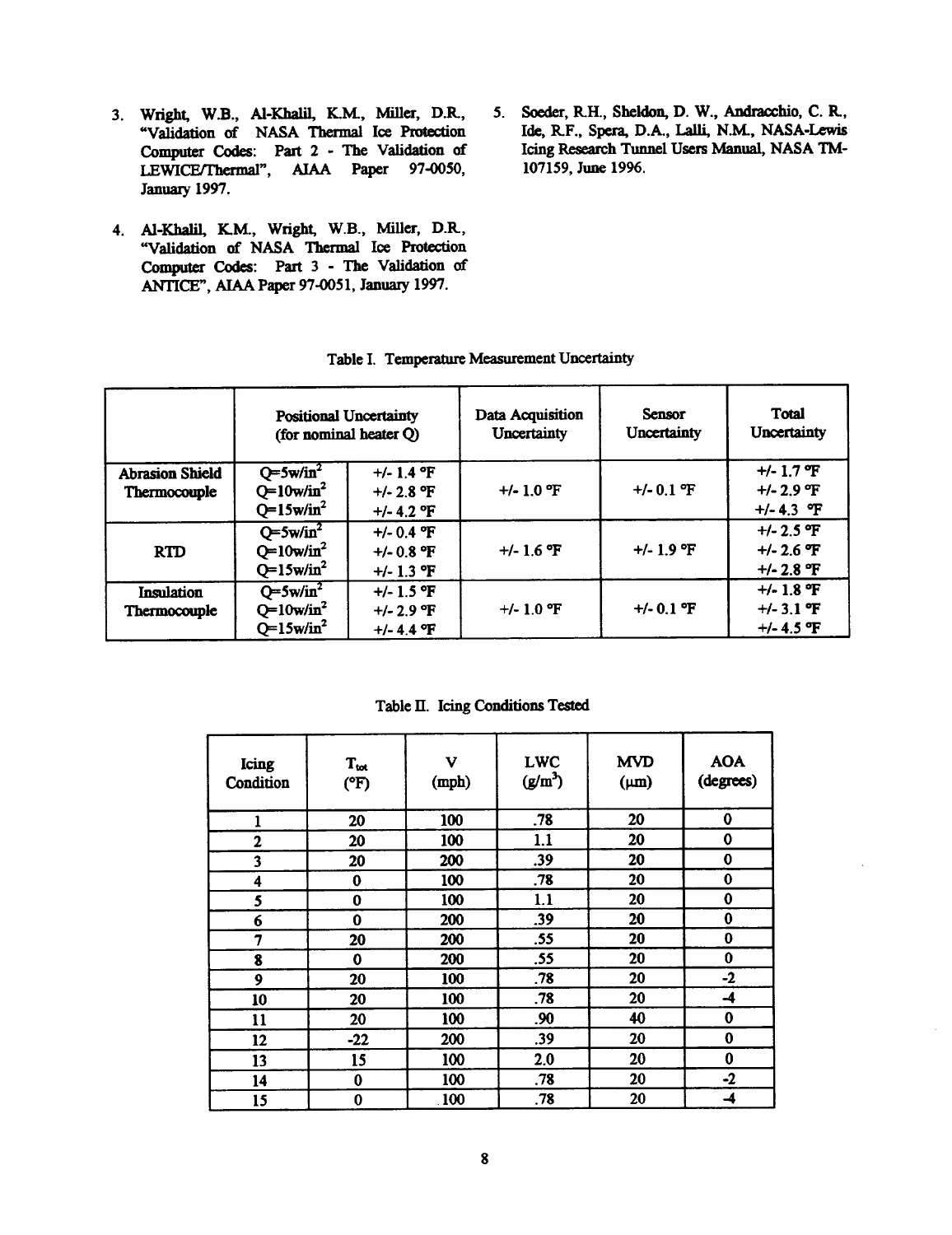3. Wright, W.B., Al-Khalil, K.M., Miller, D.R., "Validation of NASA Thermal Ice Protection Computer Codes: Part 2 - The Validation of LEWICE/Thermal", AIAA Paper 97-0050, January 1997.

4. Al-Khalil, K.M., Wright, W.B., Miller, D.R., "Validation of NASA Thermal Ice Protection Computer Codes: Part 3 - The Validation of ANTICE", AIAA Paper 97-0051, January 1997.

5. Soeder, R.H., Sheldon, D. W., Andracchio, C. R., Ide, R.F., Spera, D.A., Lalli, N.M., NASA-Lewis Icing Research Tunnel Users Manual, NASA TM-107159, June 1996.

Table I. Temperature Measurement Uncertainty

| | Positional Uncertainty (for nominal heater Q) | | Data Acquisition Uncertainty | Sensor Uncertainty | Total Uncertainty |
|---|---|---|---|---|---|
| Abrasion Shield Thermocouple | Q=5w/in$^2$ | +/- 1.4 °F | +/- 1.0 °F | +/- 0.1 °F | +/- 1.7 °F |
| | Q=10w/in$^2$ | +/- 2.8 °F | | | +/- 2.9 °F |
| | Q=15w/in$^2$ | +/- 4.2 °F | | | +/- 4.3 °F |
| RTD | Q=5w/in$^2$ | +/- 0.4 °F | +/- 1.6 °F | +/- 1.9 °F | +/- 2.5 °F |
| | Q=10w/in$^2$ | +/- 0.8 °F | | | +/- 2.6 °F |
| | Q=15w/in$^2$ | +/- 1.3 °F | | | +/- 2.8 °F |
| Insulation Thermocouple | Q=5w/in$^2$ | +/- 1.5 °F | +/- 1.0 °F | +/- 0.1 °F | +/- 1.8 °F |
| | Q=10w/in$^2$ | +/- 2.9 °F | | | +/- 3.1 °F |
| | Q=15w/in$^2$ | +/- 4.4 °F | | | +/- 4.5 °F |

Table II. Icing Conditions Tested

| Icing Condition | $T_{tot}$ (°F) | V (mph) | LWC (g/m$^3$) | MVD (μm) | AOA (degrees) |
|---|---|---|---|---|---|
| 1 | 20 | 100 | .78 | 20 | 0 |
| 2 | 20 | 100 | 1.1 | 20 | 0 |
| 3 | 20 | 200 | .39 | 20 | 0 |
| 4 | 0 | 100 | .78 | 20 | 0 |
| 5 | 0 | 100 | 1.1 | 20 | 0 |
| 6 | 0 | 200 | .39 | 20 | 0 |
| 7 | 20 | 200 | .55 | 20 | 0 |
| 8 | 0 | 200 | .55 | 20 | 0 |
| 9 | 20 | 100 | .78 | 20 | -2 |
| 10 | 20 | 100 | .78 | 20 | -4 |
| 11 | 20 | 100 | .90 | 40 | 0 |
| 12 | -22 | 200 | .39 | 20 | 0 |
| 13 | 15 | 100 | 2.0 | 20 | 0 |
| 14 | 0 | 100 | .78 | 20 | -2 |
| 15 | 0 | 100 | .78 | 20 | -4 |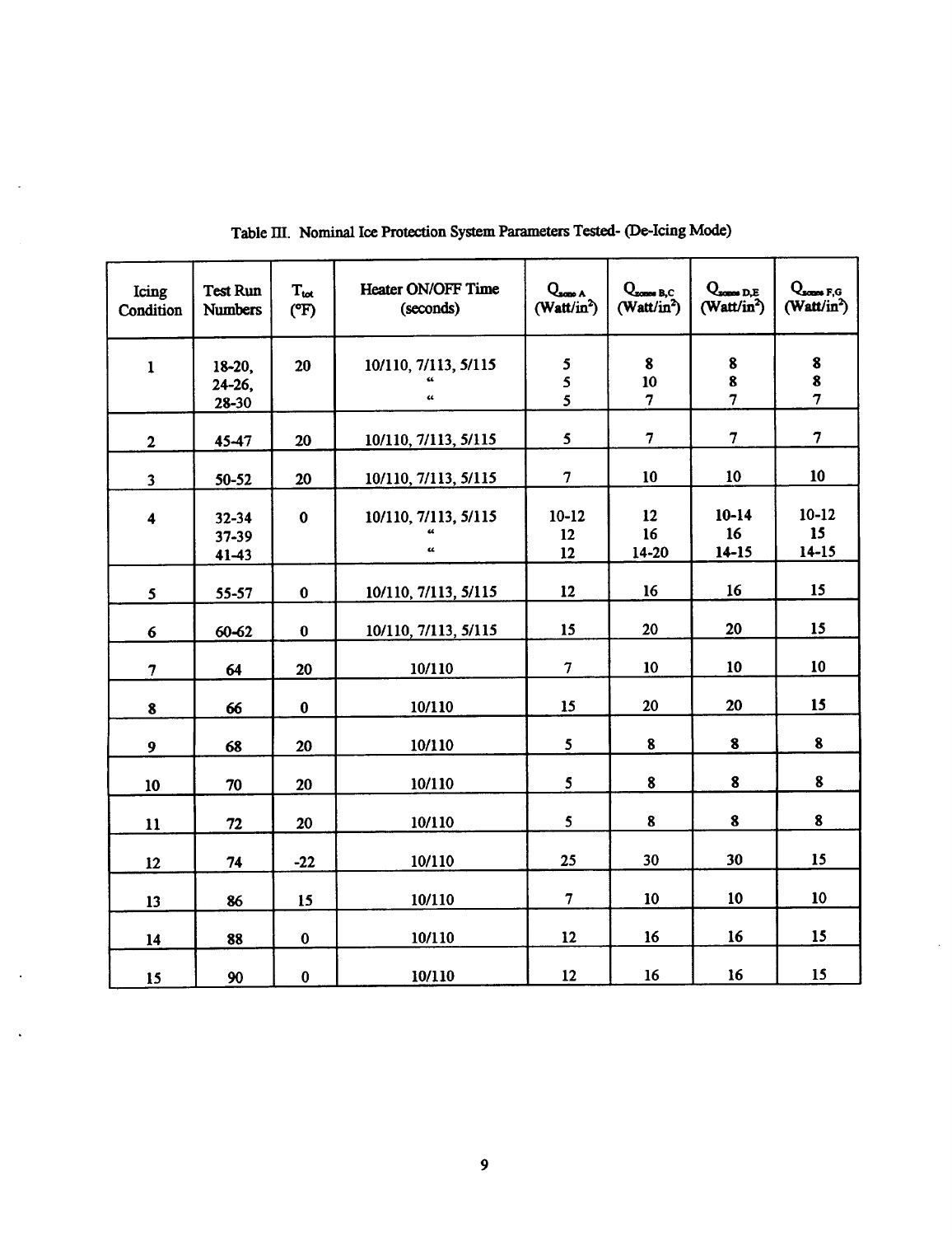Table III. Nominal Ice Protection System Parameters Tested- (De-Icing Mode)

| Icing Condition | Test Run Numbers | $T_{tot}$ (°F) | Heater ON/OFF Time (seconds) | $Q_{zone\ A}$ (Watt/in$^2$) | $Q_{zones\ B,C}$ (Watt/in$^2$) | $Q_{zones\ D,E}$ (Watt/in$^2$) | $Q_{zones\ F,G}$ (Watt/in$^2$) |
|---|---|---|---|---|---|---|---|
| 1 | 18-20,<br>24-26,<br>28-30 | 20 | 10/110, 7/113, 5/115<br>"<br>" | 5<br>5<br>5 | 8<br>10<br>7 | 8<br>8<br>7 | 8<br>8<br>7 |
| 2 | 45-47 | 20 | 10/110, 7/113, 5/115 | 5 | 7 | 7 | 7 |
| 3 | 50-52 | 20 | 10/110, 7/113, 5/115 | 7 | 10 | 10 | 10 |
| 4 | 32-34<br>37-39<br>41-43 | 0 | 10/110, 7/113, 5/115<br>"<br>" | 10-12<br>12<br>12 | 12<br>16<br>14-20 | 10-14<br>16<br>14-15 | 10-12<br>15<br>14-15 |
| 5 | 55-57 | 0 | 10/110, 7/113, 5/115 | 12 | 16 | 16 | 15 |
| 6 | 60-62 | 0 | 10/110, 7/113, 5/115 | 15 | 20 | 20 | 15 |
| 7 | 64 | 20 | 10/110 | 7 | 10 | 10 | 10 |
| 8 | 66 | 0 | 10/110 | 15 | 20 | 20 | 15 |
| 9 | 68 | 20 | 10/110 | 5 | 8 | 8 | 8 |
| 10 | 70 | 20 | 10/110 | 5 | 8 | 8 | 8 |
| 11 | 72 | 20 | 10/110 | 5 | 8 | 8 | 8 |
| 12 | 74 | -22 | 10/110 | 25 | 30 | 30 | 15 |
| 13 | 86 | 15 | 10/110 | 7 | 10 | 10 | 10 |
| 14 | 88 | 0 | 10/110 | 12 | 16 | 16 | 15 |
| 15 | 90 | 0 | 10/110 | 12 | 16 | 16 | 15 |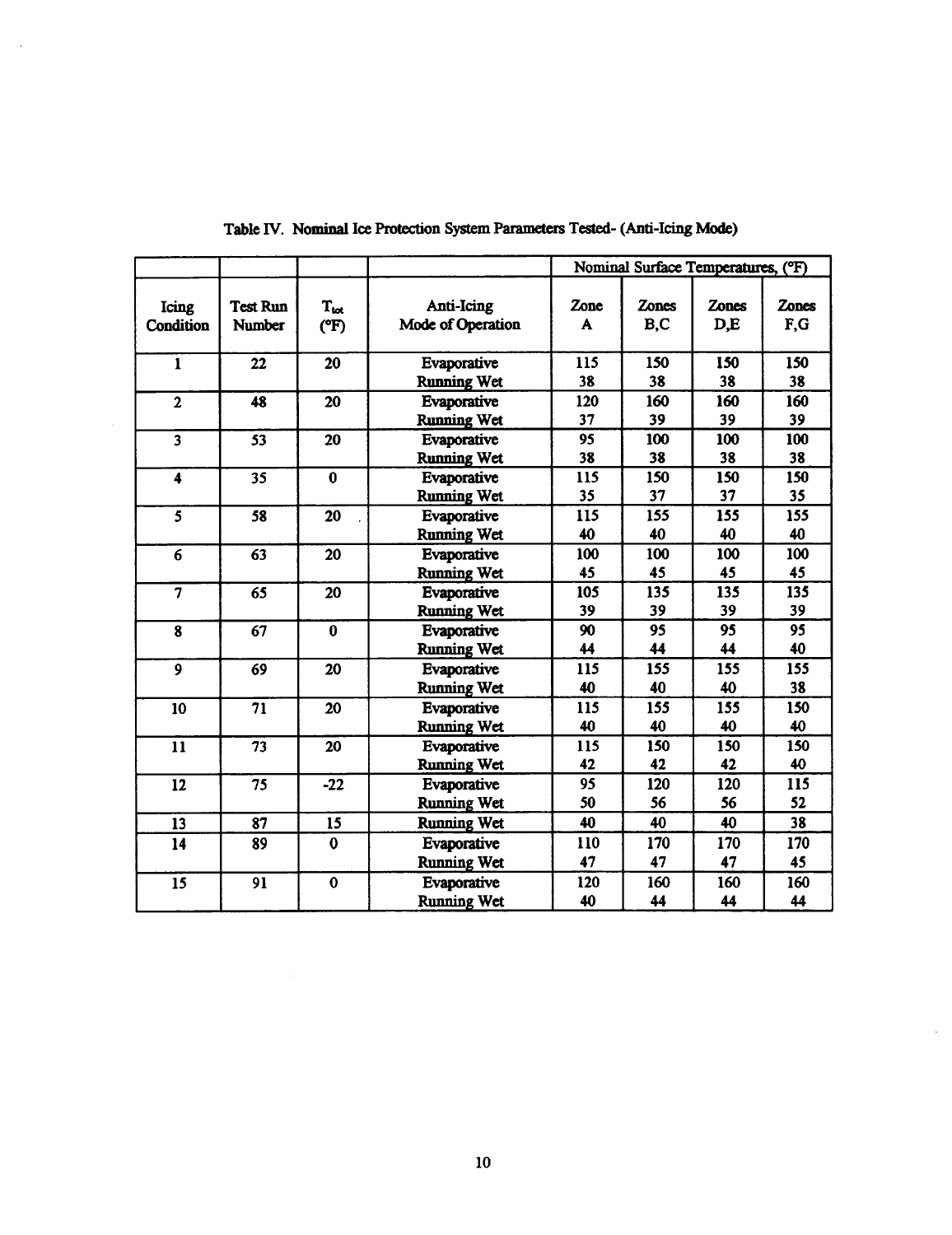Table IV. Nominal Ice Protection System Parameters Tested- (Anti-Icing Mode)

| | | | | Nominal Surface Temperatures, (°F) | | | |
|---|---|---|---|---|---|---|---|
| Icing Condition | Test Run Number | $T_{tot}$ (°F) | Anti-Icing Mode of Operation | Zone A | Zones B,C | Zones D,E | Zones F,G |
| 1 | 22 | 20 | Evaporative | 115 | 150 | 150 | 150 |
| | | | Running Wet | 38 | 38 | 38 | 38 |
| 2 | 48 | 20 | Evaporative | 120 | 160 | 160 | 160 |
| | | | Running Wet | 37 | 39 | 39 | 39 |
| 3 | 53 | 20 | Evaporative | 95 | 100 | 100 | 100 |
| | | | Running Wet | 38 | 38 | 38 | 38 |
| 4 | 35 | 0 | Evaporative | 115 | 150 | 150 | 150 |
| | | | Running Wet | 35 | 37 | 37 | 35 |
| 5 | 58 | 20 | Evaporative | 115 | 155 | 155 | 155 |
| | | | Running Wet | 40 | 40 | 40 | 40 |
| 6 | 63 | 20 | Evaporative | 100 | 100 | 100 | 100 |
| | | | Running Wet | 45 | 45 | 45 | 45 |
| 7 | 65 | 20 | Evaporative | 105 | 135 | 135 | 135 |
| | | | Running Wet | 39 | 39 | 39 | 39 |
| 8 | 67 | 0 | Evaporative | 90 | 95 | 95 | 95 |
| | | | Running Wet | 44 | 44 | 44 | 40 |
| 9 | 69 | 20 | Evaporative | 115 | 155 | 155 | 155 |
| | | | Running Wet | 40 | 40 | 40 | 38 |
| 10 | 71 | 20 | Evaporative | 115 | 155 | 155 | 150 |
| | | | Running Wet | 40 | 40 | 40 | 40 |
| 11 | 73 | 20 | Evaporative | 115 | 150 | 150 | 150 |
| | | | Running Wet | 42 | 42 | 42 | 40 |
| 12 | 75 | -22 | Evaporative | 95 | 120 | 120 | 115 |
| | | | Running Wet | 50 | 56 | 56 | 52 |
| 13 | 87 | 15 | Running Wet | 40 | 40 | 40 | 38 |
| 14 | 89 | 0 | Evaporative | 110 | 170 | 170 | 170 |
| | | | Running Wet | 47 | 47 | 47 | 45 |
| 15 | 91 | 0 | Evaporative | 120 | 160 | 160 | 160 |
| | | | Running Wet | 40 | 44 | 44 | 44 |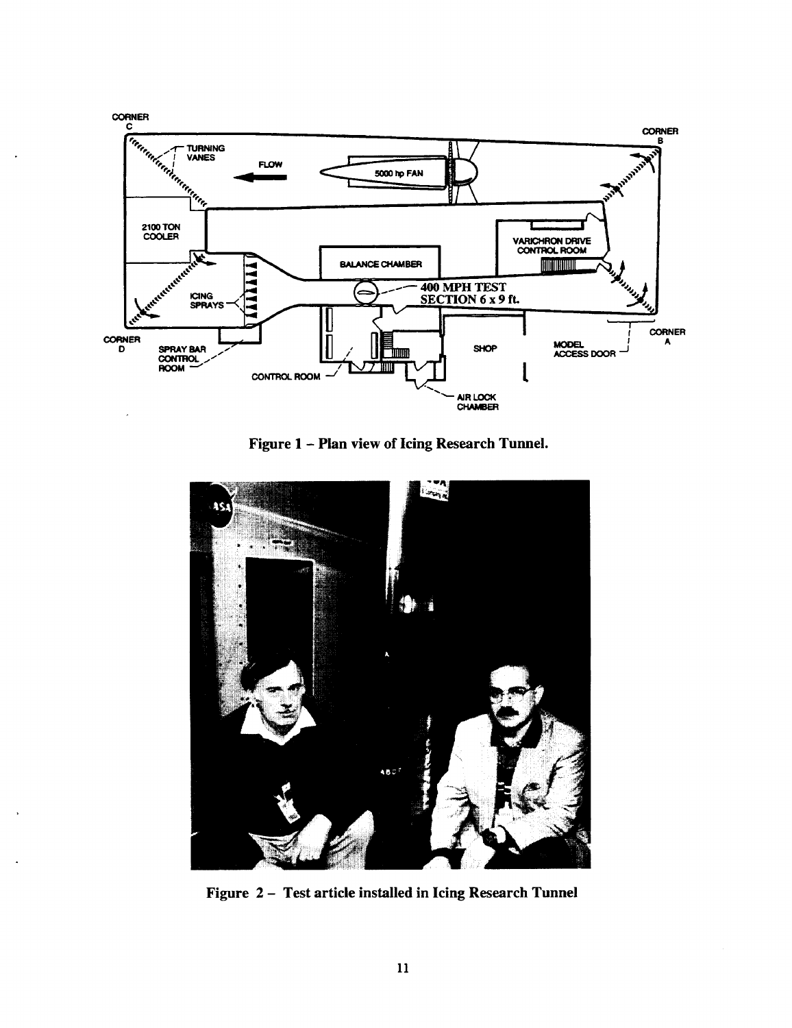Figure 1 – Plan view of Icing Research Tunnel.

Figure 2 – Test article installed in Icing Research Tunnel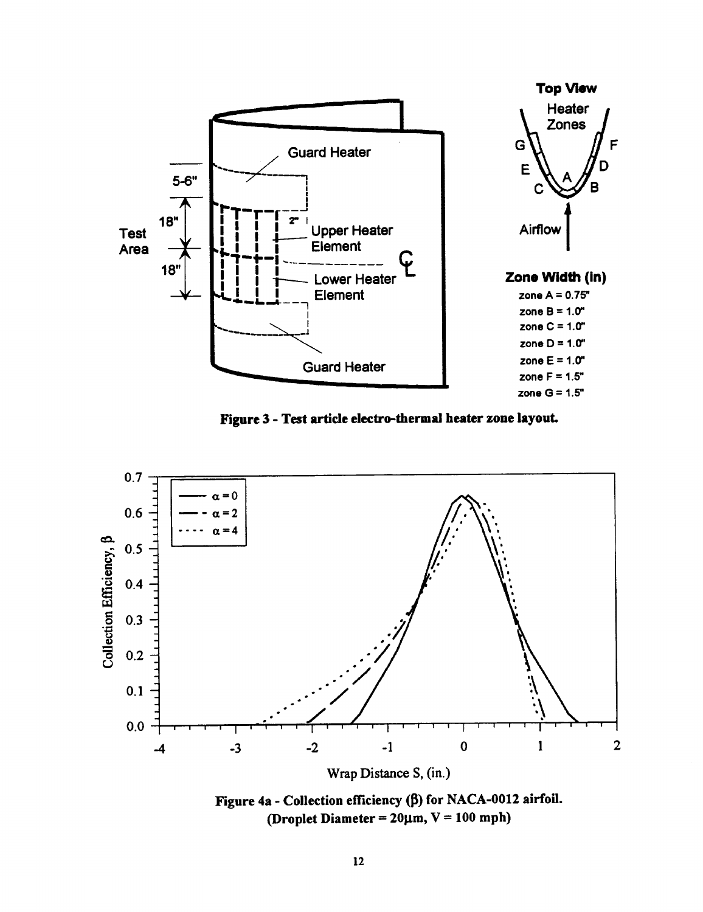Figure 3 - Test article electro-thermal heater zone layout.

Figure 4a - Collection efficiency ($\beta$) for NACA-0012 airfoil. (Droplet Diameter = 20μm, V = 100 mph)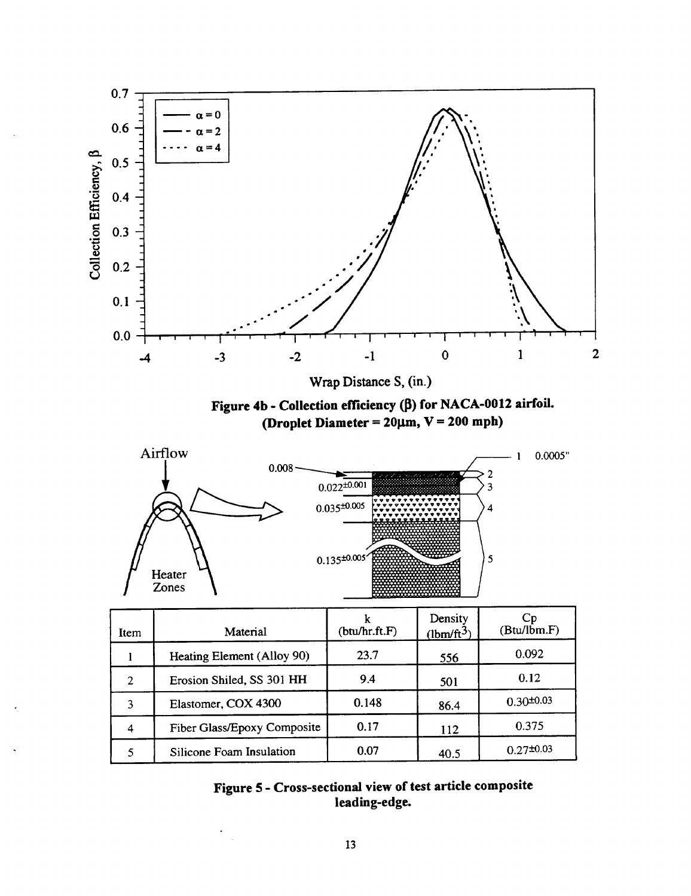**Figure 4b - Collection efficiency (β) for NACA-0012 airfoil. (Droplet Diameter = 20μm, V = 200 mph)**

**Figure 5 - Cross-sectional view of test article composite leading-edge.**

| Item | Material | k (btu/hr.ft.F) | Density (lbm/ft$^3$) | Cp (Btu/lbm.F) |
|---|---|---|---|---|
| 1 | Heating Element (Alloy 90) | 23.7 | 556 | 0.092 |
| 2 | Erosion Shiled, SS 301 HH | 9.4 | 501 | 0.12 |
| 3 | Elastomer, COX 4300 | 0.148 | 86.4 | $0.30^{\pm 0.03}$ |
| 4 | Fiber Glass/Epoxy Composite | 0.17 | 112 | 0.375 |
| 5 | Silicone Foam Insulation | 0.07 | 40.5 | $0.27^{\pm 0.03}$ |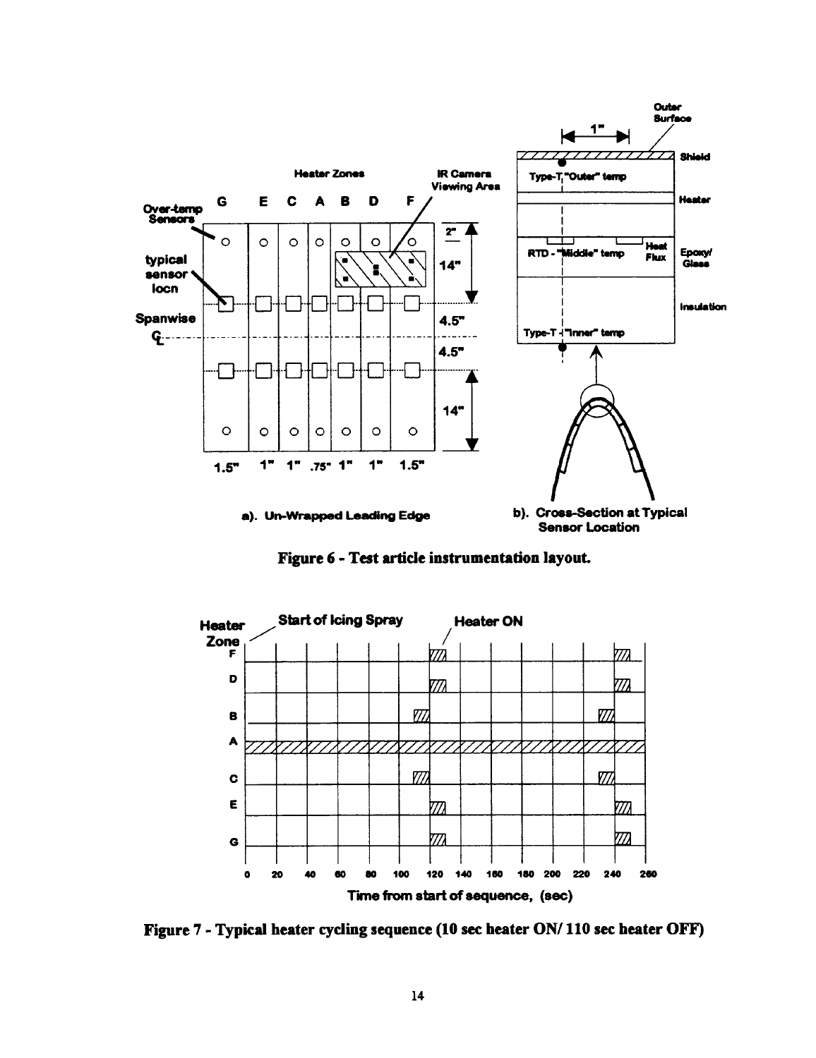**Figure 6 - Test article instrumentation layout.**

**Figure 7 - Typical heater cycling sequence (10 sec heater ON/ 110 sec heater OFF)**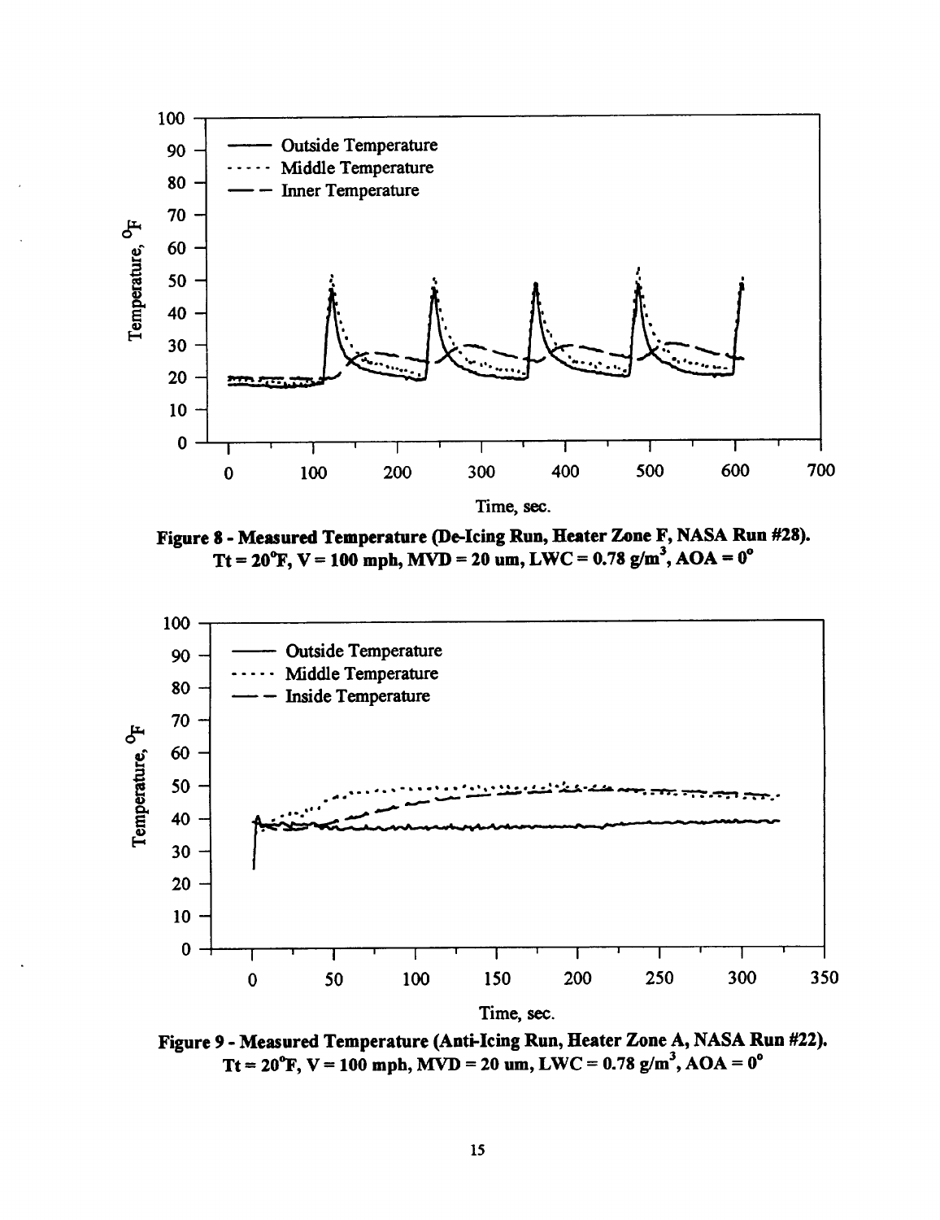**Figure 8 - Measured Temperature (De-Icing Run, Heater Zone F, NASA Run #28).**
**Tt = 20°F, V = 100 mph, MVD = 20 um, LWC = 0.78 g/m$^3$, AOA = 0°**

**Figure 9 - Measured Temperature (Anti-Icing Run, Heater Zone A, NASA Run #22).**
**Tt = 20°F, V = 100 mph, MVD = 20 um, LWC = 0.78 g/m$^3$, AOA = 0°**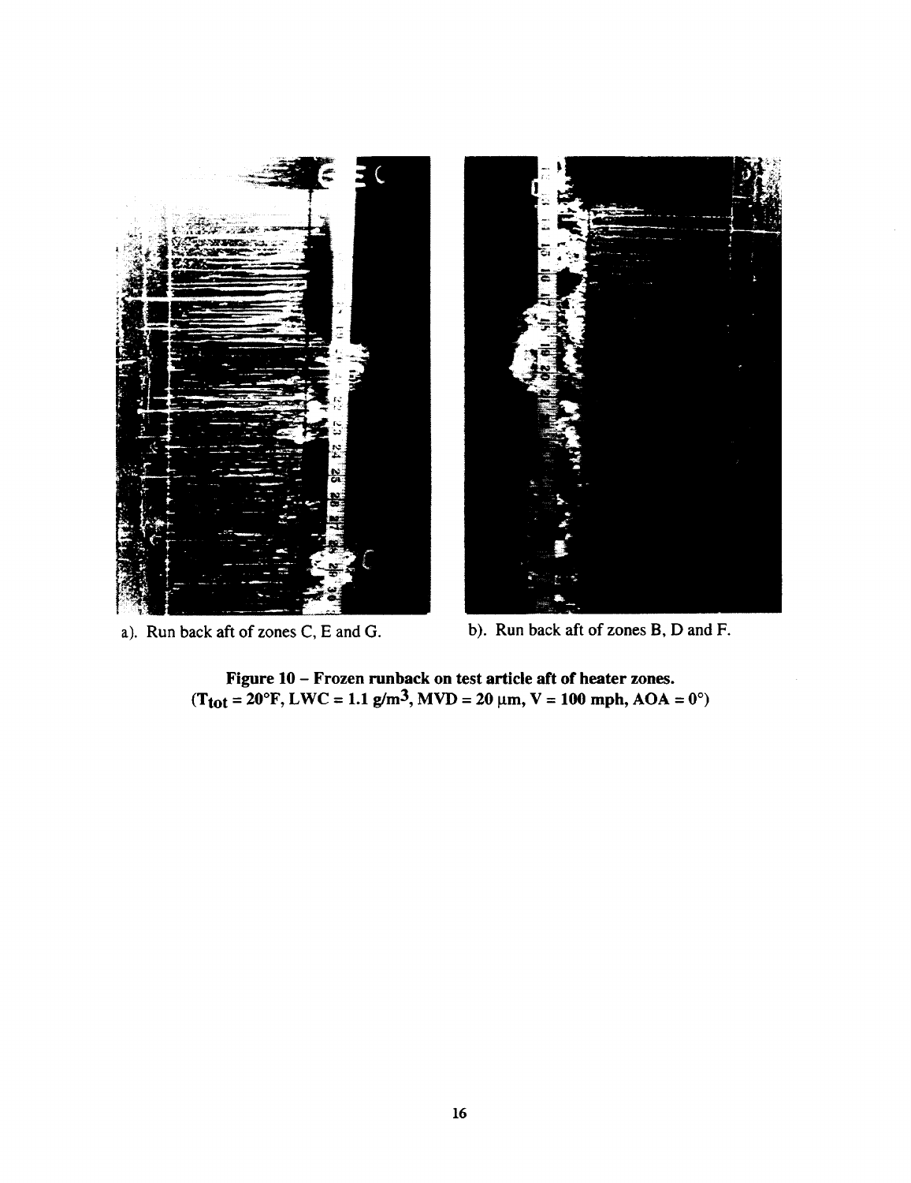a). Run back aft of zones C, E and G.

b). Run back aft of zones B, D and F.

**Figure 10 – Frozen runback on test article aft of heater zones.**
**($T_{tot}$ = 20°F, LWC = 1.1 g/m$^3$, MVD = 20 μm, V = 100 mph, AOA = 0°)**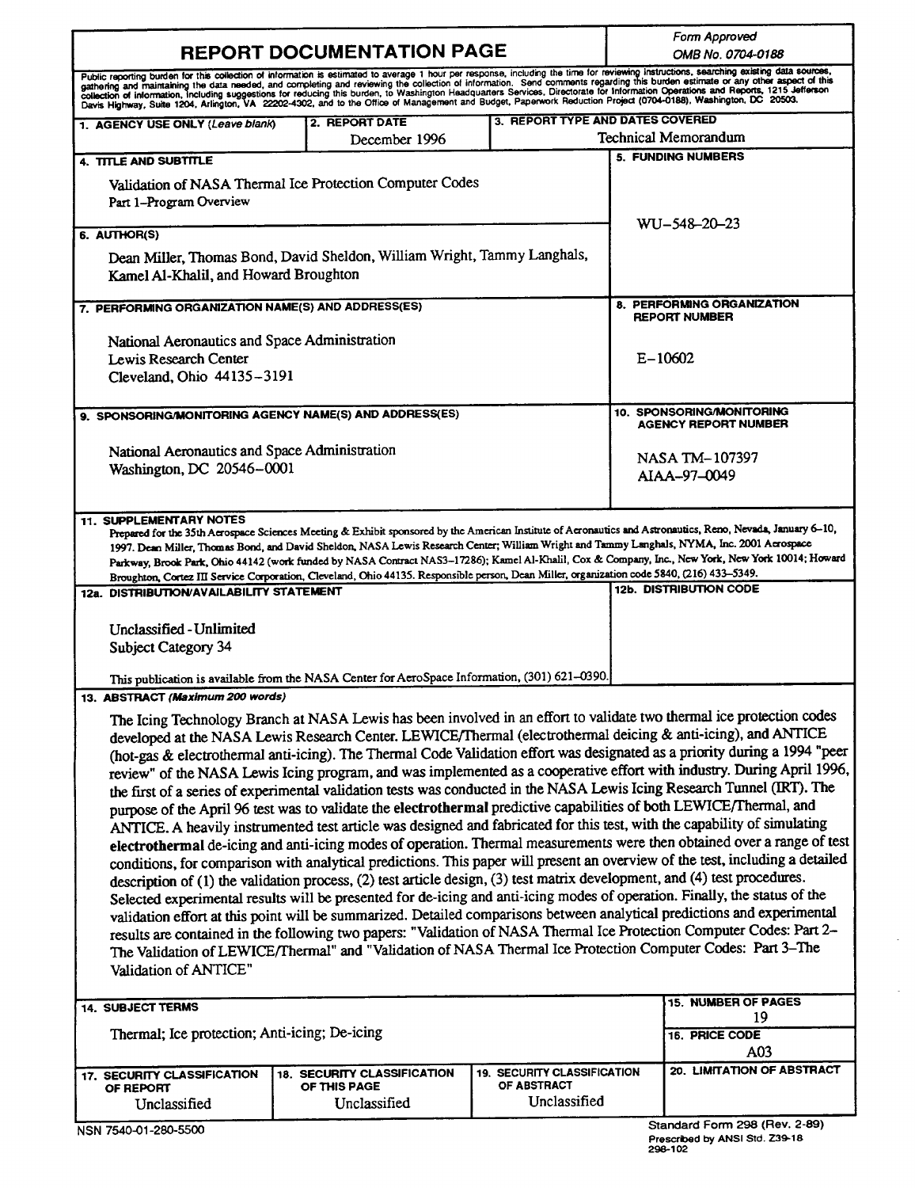# REPORT DOCUMENTATION PAGE

*Form Approved*
*OMB No. 0704-0188*

Public reporting burden for this collection of information is estimated to average 1 hour per response, including the time for reviewing instructions, searching existing data sources, gathering and maintaining the data needed, and completing and reviewing the collection of information. Send comments regarding this burden estimate or any other aspect of this collection of information, including suggestions for reducing this burden, to Washington Headquarters Services, Directorate for Information Operations and Reports, 1215 Jefferson Davis Highway, Suite 1204, Arlington, VA 22202-4302, and to the Office of Management and Budget, Paperwork Reduction Project (0704-0188), Washington, DC 20503.

| 1. AGENCY USE ONLY *(Leave blank)* | 2. REPORT DATE | 3. REPORT TYPE AND DATES COVERED |
|---|---|---|
| | December 1996 | Technical Memorandum |

**4. TITLE AND SUBTITLE**

Validation of NASA Thermal Ice Protection Computer Codes
Part 1–Program Overview

**5. FUNDING NUMBERS**

WU–548–20–23

**6. AUTHOR(S)**

Dean Miller, Thomas Bond, David Sheldon, William Wright, Tammy Langhals, Kamel Al-Khalil, and Howard Broughton

**7. PERFORMING ORGANIZATION NAME(S) AND ADDRESS(ES)**

National Aeronautics and Space Administration
Lewis Research Center
Cleveland, Ohio 44135–3191

**8. PERFORMING ORGANIZATION REPORT NUMBER**

E–10602

**9. SPONSORING/MONITORING AGENCY NAME(S) AND ADDRESS(ES)**

National Aeronautics and Space Administration
Washington, DC 20546–0001

**10. SPONSORING/MONITORING AGENCY REPORT NUMBER**

NASA TM–107397
AIAA–97–0049

**11. SUPPLEMENTARY NOTES**

Prepared for the 35th Aerospace Sciences Meeting & Exhibit sponsored by the American Institute of Aeronautics and Astronautics, Reno, Nevada, January 6–10, 1997. Dean Miller, Thomas Bond, and David Sheldon, NASA Lewis Research Center; William Wright and Tammy Langhals, NYMA, Inc. 2001 Aerospace Parkway, Brook Park, Ohio 44142 (work funded by NASA Contract NAS3–17286); Kamel Al-Khalil, Cox & Company, Inc., New York, New York 10014; Howard Broughton, Cortez III Service Corporation, Cleveland, Ohio 44135. Responsible person, Dean Miller, organization code 5840, (216) 433–5349.

**12a. DISTRIBUTION/AVAILABILITY STATEMENT**

Unclassified - Unlimited
Subject Category 34

This publication is available from the NASA Center for AeroSpace Information, (301) 621–0390.

**12b. DISTRIBUTION CODE**

**13. ABSTRACT** *(Maximum 200 words)*

The Icing Technology Branch at NASA Lewis has been involved in an effort to validate two thermal ice protection codes developed at the NASA Lewis Research Center. LEWICE/Thermal (electrothermal deicing & anti-icing), and ANTICE (hot-gas & electrothermal anti-icing). The Thermal Code Validation effort was designated as a priority during a 1994 "peer review" of the NASA Lewis Icing program, and was implemented as a cooperative effort with industry. During April 1996, the first of a series of experimental validation tests was conducted in the NASA Lewis Icing Research Tunnel (IRT). The purpose of the April 96 test was to validate the **electrothermal** predictive capabilities of both LEWICE/Thermal, and ANTICE. A heavily instrumented test article was designed and fabricated for this test, with the capability of simulating **electrothermal** de-icing and anti-icing modes of operation. Thermal measurements were then obtained over a range of test conditions, for comparison with analytical predictions. This paper will present an overview of the test, including a detailed description of (1) the validation process, (2) test article design, (3) test matrix development, and (4) test procedures. Selected experimental results will be presented for de-icing and anti-icing modes of operation. Finally, the status of the validation effort at this point will be summarized. Detailed comparisons between analytical predictions and experimental results are contained in the following two papers: "Validation of NASA Thermal Ice Protection Computer Codes: Part 2–The Validation of LEWICE/Thermal" and "Validation of NASA Thermal Ice Protection Computer Codes: Part 3–The Validation of ANTICE"

**14. SUBJECT TERMS**

Thermal; Ice protection; Anti-icing; De-icing

**15. NUMBER OF PAGES**

19

**16. PRICE CODE**

A03

| 17. SECURITY CLASSIFICATION OF REPORT | 18. SECURITY CLASSIFICATION OF THIS PAGE | 19. SECURITY CLASSIFICATION OF ABSTRACT | 20. LIMITATION OF ABSTRACT |
|---|---|---|---|
| Unclassified | Unclassified | Unclassified | |

NSN 7540-01-280-5500

Standard Form 298 (Rev. 2-89)
Prescribed by ANSI Std. Z39-18
298-102